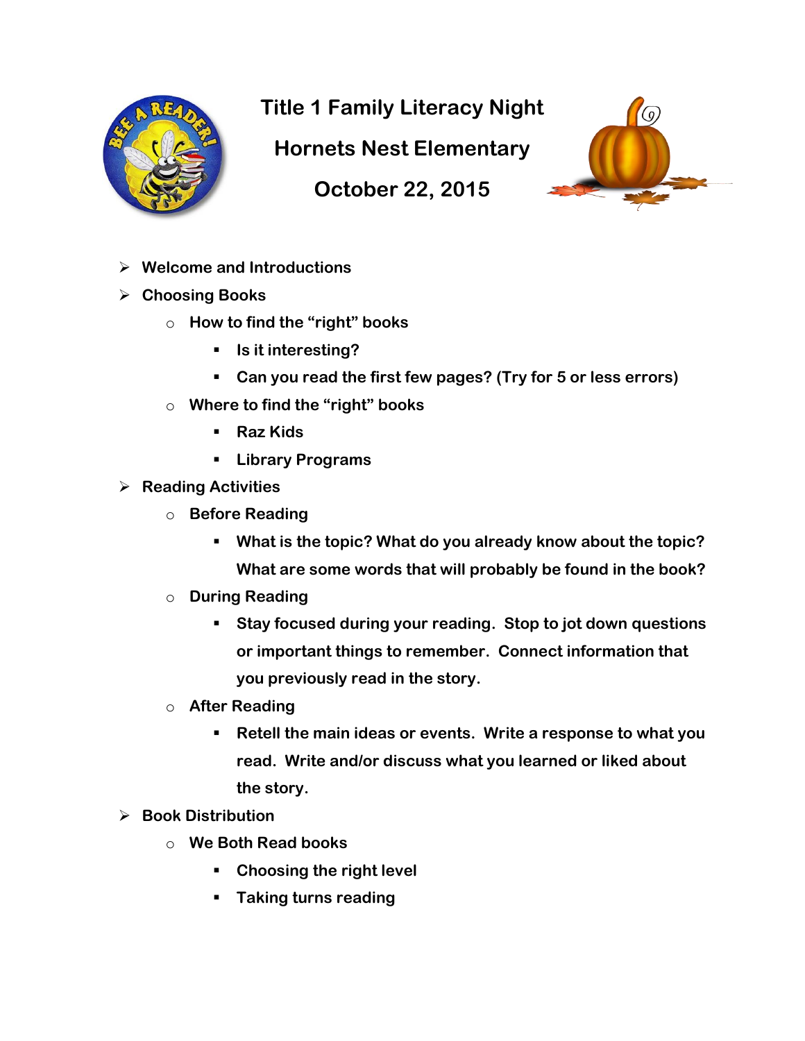# Title 1 Family Literacy Night

## Hornets Nest Elementary

## October 22, 2015

- **Welcome and Introductions**
- **Choosing Books**
  - **How to find the "right" books**
    - **Is it interesting?**
    - **Can you read the first few pages? (Try for 5 or less errors)**
  - **Where to find the "right" books**
    - **Raz Kids**
    - **Library Programs**
- **Reading Activities**
  - **Before Reading**
    - **What is the topic? What do you already know about the topic? What are some words that will probably be found in the book?**
  - **During Reading**
    - **Stay focused during your reading. Stop to jot down questions or important things to remember. Connect information that you previously read in the story.**
  - **After Reading**
    - **Retell the main ideas or events. Write a response to what you read. Write and/or discuss what you learned or liked about the story.**
- **Book Distribution**
  - **We Both Read books**
    - **Choosing the right level**
    - **Taking turns reading**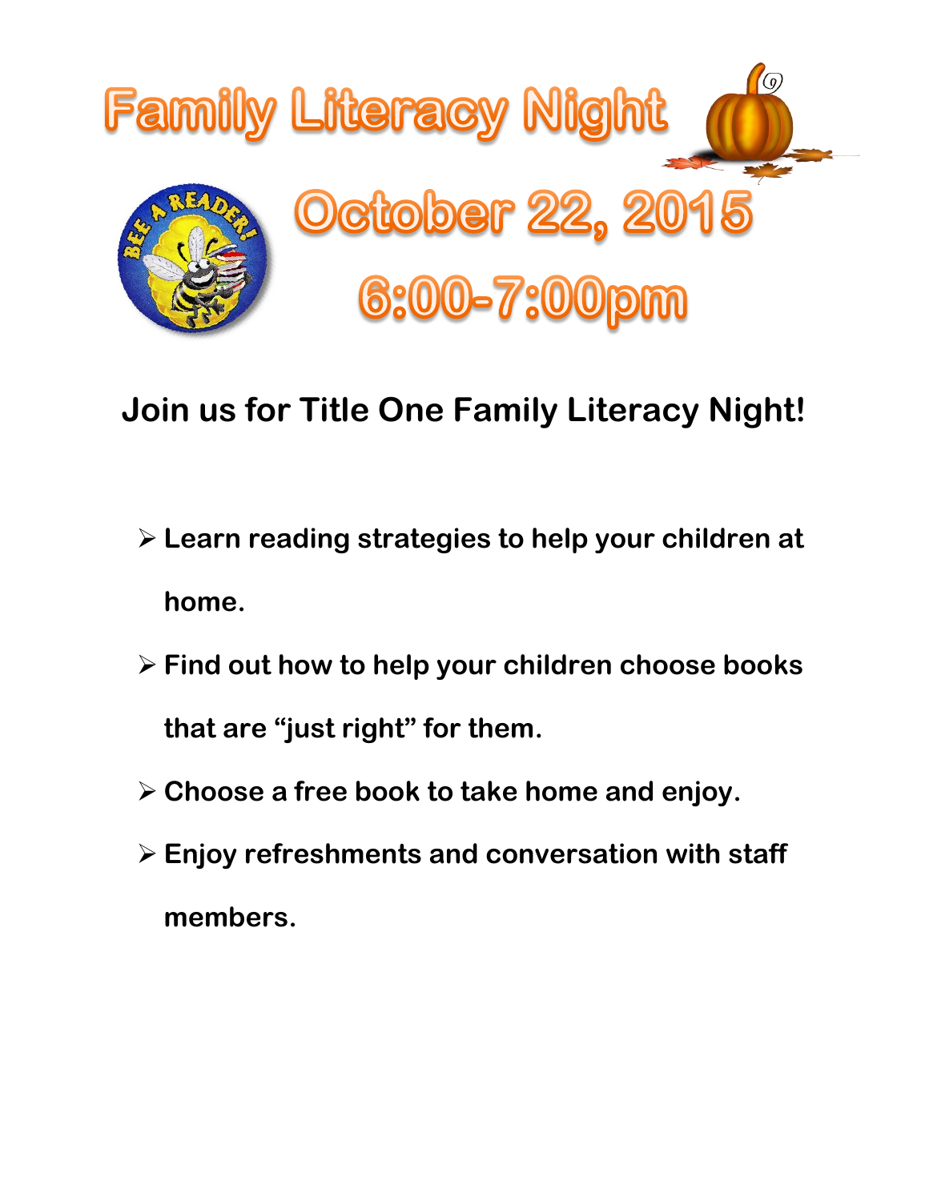# Family Literacy Night

## October 22, 2015

## 6:00-7:00pm

**Join us for Title One Family Literacy Night!**

- **Learn reading strategies to help your children at home.**
- **Find out how to help your children choose books that are "just right" for them.**
- **Choose a free book to take home and enjoy.**
- **Enjoy refreshments and conversation with staff members.**